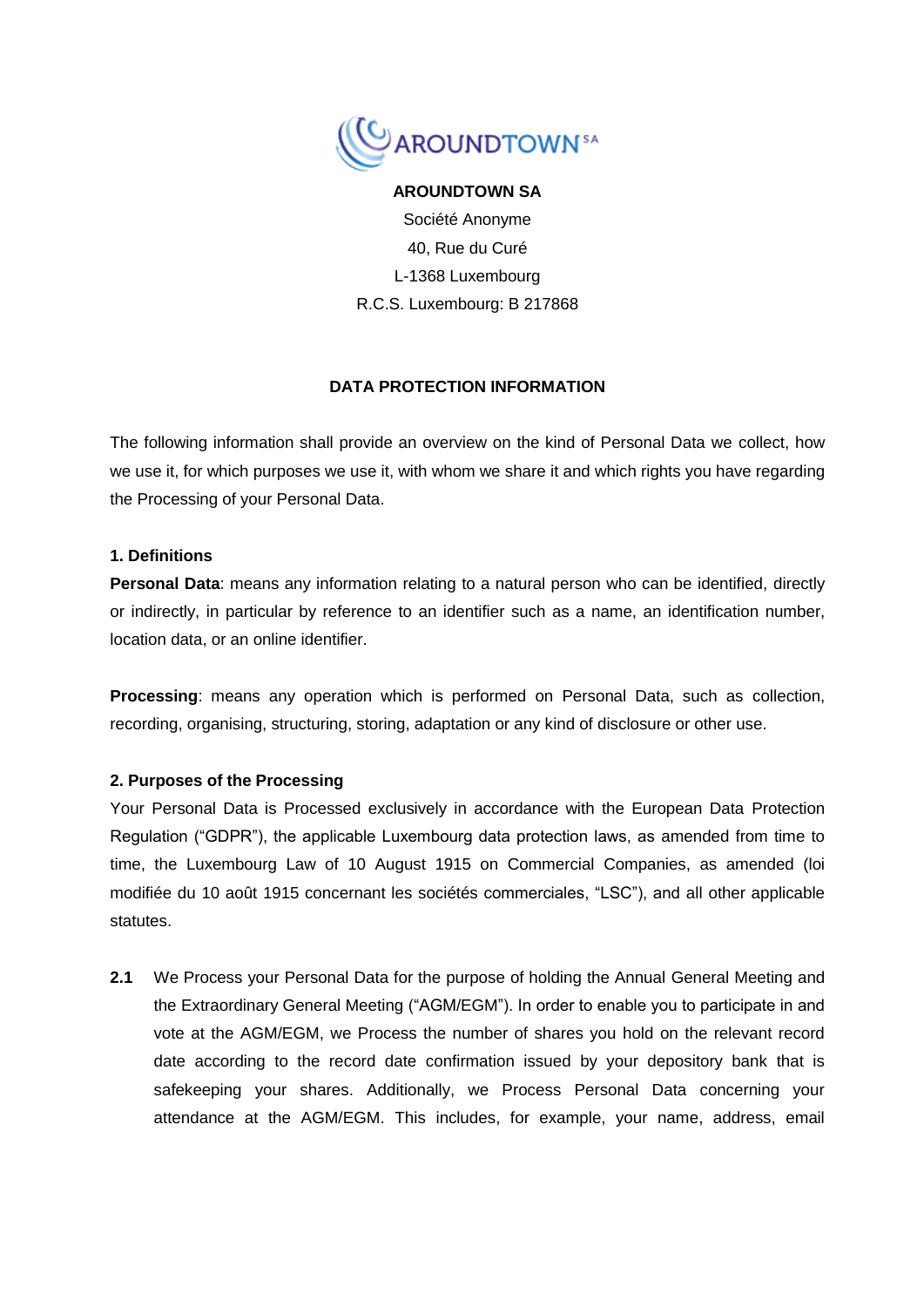**AROUNDTOWN SA**

Société Anonyme

40, Rue du Curé

L-1368 Luxembourg

R.C.S. Luxembourg: B 217868

**DATA PROTECTION INFORMATION**

The following information shall provide an overview on the kind of Personal Data we collect, how we use it, for which purposes we use it, with whom we share it and which rights you have regarding the Processing of your Personal Data.

**1. Definitions**

**Personal Data**: means any information relating to a natural person who can be identified, directly or indirectly, in particular by reference to an identifier such as a name, an identification number, location data, or an online identifier.

**Processing**: means any operation which is performed on Personal Data, such as collection, recording, organising, structuring, storing, adaptation or any kind of disclosure or other use.

**2. Purposes of the Processing**

Your Personal Data is Processed exclusively in accordance with the European Data Protection Regulation ("GDPR"), the applicable Luxembourg data protection laws, as amended from time to time, the Luxembourg Law of 10 August 1915 on Commercial Companies, as amended (loi modifiée du 10 août 1915 concernant les sociétés commerciales, "LSC"), and all other applicable statutes.

**2.1** We Process your Personal Data for the purpose of holding the Annual General Meeting and the Extraordinary General Meeting ("AGM/EGM"). In order to enable you to participate in and vote at the AGM/EGM, we Process the number of shares you hold on the relevant record date according to the record date confirmation issued by your depository bank that is safekeeping your shares. Additionally, we Process Personal Data concerning your attendance at the AGM/EGM. This includes, for example, your name, address, email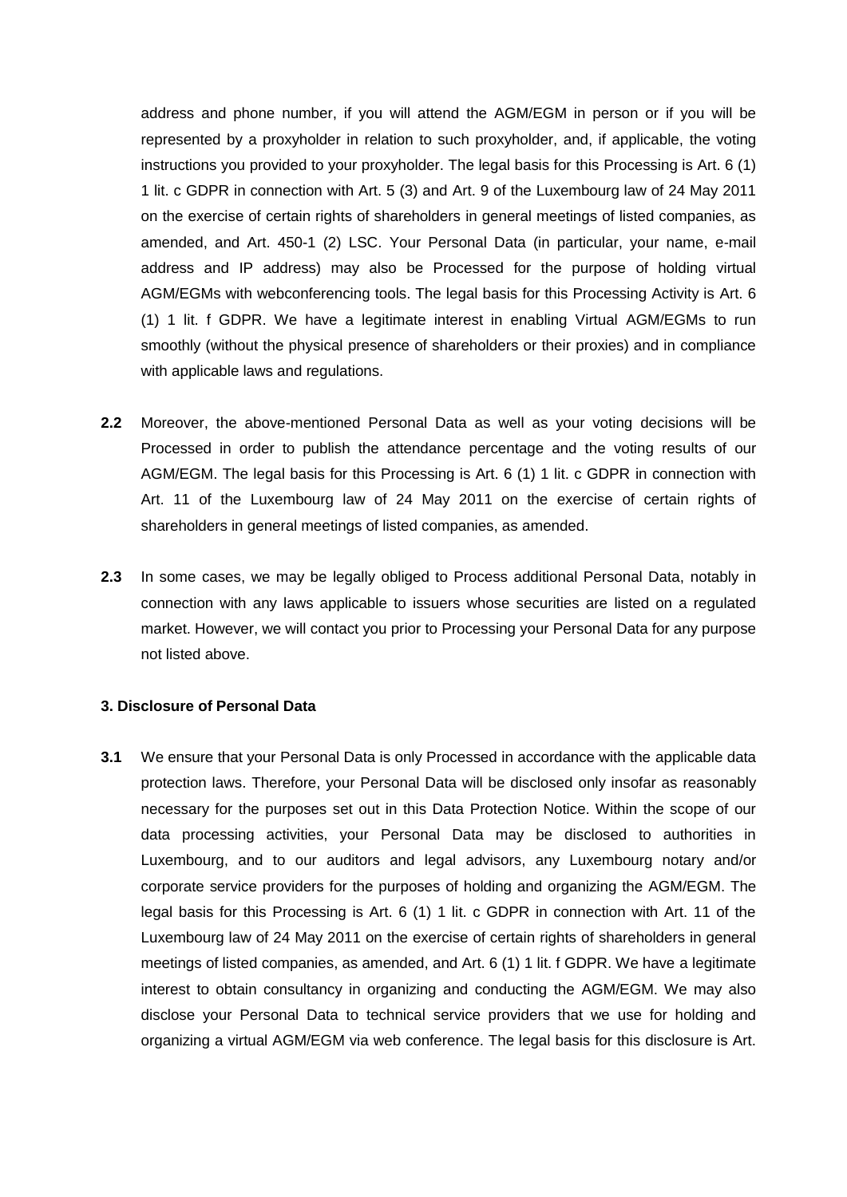address and phone number, if you will attend the AGM/EGM in person or if you will be represented by a proxyholder in relation to such proxyholder, and, if applicable, the voting instructions you provided to your proxyholder. The legal basis for this Processing is Art. 6 (1) 1 lit. c GDPR in connection with Art. 5 (3) and Art. 9 of the Luxembourg law of 24 May 2011 on the exercise of certain rights of shareholders in general meetings of listed companies, as amended, and Art. 450-1 (2) LSC. Your Personal Data (in particular, your name, e-mail address and IP address) may also be Processed for the purpose of holding virtual AGM/EGMs with webconferencing tools. The legal basis for this Processing Activity is Art. 6 (1) 1 lit. f GDPR. We have a legitimate interest in enabling Virtual AGM/EGMs to run smoothly (without the physical presence of shareholders or their proxies) and in compliance with applicable laws and regulations.

**2.2** Moreover, the above-mentioned Personal Data as well as your voting decisions will be Processed in order to publish the attendance percentage and the voting results of our AGM/EGM. The legal basis for this Processing is Art. 6 (1) 1 lit. c GDPR in connection with Art. 11 of the Luxembourg law of 24 May 2011 on the exercise of certain rights of shareholders in general meetings of listed companies, as amended.

**2.3** In some cases, we may be legally obliged to Process additional Personal Data, notably in connection with any laws applicable to issuers whose securities are listed on a regulated market. However, we will contact you prior to Processing your Personal Data for any purpose not listed above.

**3. Disclosure of Personal Data**

**3.1** We ensure that your Personal Data is only Processed in accordance with the applicable data protection laws. Therefore, your Personal Data will be disclosed only insofar as reasonably necessary for the purposes set out in this Data Protection Notice. Within the scope of our data processing activities, your Personal Data may be disclosed to authorities in Luxembourg, and to our auditors and legal advisors, any Luxembourg notary and/or corporate service providers for the purposes of holding and organizing the AGM/EGM. The legal basis for this Processing is Art. 6 (1) 1 lit. c GDPR in connection with Art. 11 of the Luxembourg law of 24 May 2011 on the exercise of certain rights of shareholders in general meetings of listed companies, as amended, and Art. 6 (1) 1 lit. f GDPR. We have a legitimate interest to obtain consultancy in organizing and conducting the AGM/EGM. We may also disclose your Personal Data to technical service providers that we use for holding and organizing a virtual AGM/EGM via web conference. The legal basis for this disclosure is Art.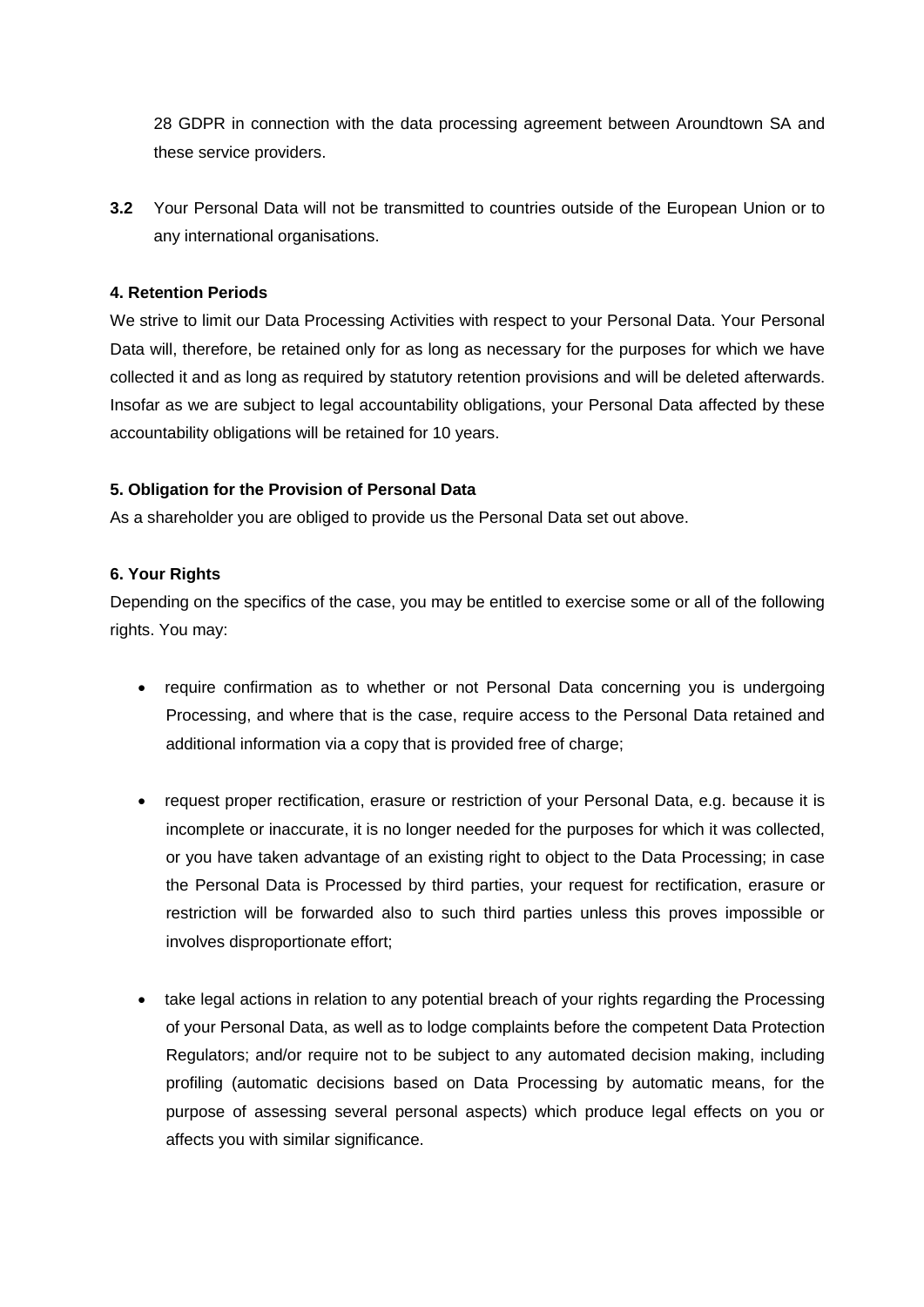28 GDPR in connection with the data processing agreement between Aroundtown SA and these service providers.

**3.2** Your Personal Data will not be transmitted to countries outside of the European Union or to any international organisations.

**4. Retention Periods**

We strive to limit our Data Processing Activities with respect to your Personal Data. Your Personal Data will, therefore, be retained only for as long as necessary for the purposes for which we have collected it and as long as required by statutory retention provisions and will be deleted afterwards. Insofar as we are subject to legal accountability obligations, your Personal Data affected by these accountability obligations will be retained for 10 years.

**5. Obligation for the Provision of Personal Data**

As a shareholder you are obliged to provide us the Personal Data set out above.

**6. Your Rights**

Depending on the specifics of the case, you may be entitled to exercise some or all of the following rights. You may:

- require confirmation as to whether or not Personal Data concerning you is undergoing Processing, and where that is the case, require access to the Personal Data retained and additional information via a copy that is provided free of charge;

- request proper rectification, erasure or restriction of your Personal Data, e.g. because it is incomplete or inaccurate, it is no longer needed for the purposes for which it was collected, or you have taken advantage of an existing right to object to the Data Processing; in case the Personal Data is Processed by third parties, your request for rectification, erasure or restriction will be forwarded also to such third parties unless this proves impossible or involves disproportionate effort;

- take legal actions in relation to any potential breach of your rights regarding the Processing of your Personal Data, as well as to lodge complaints before the competent Data Protection Regulators; and/or require not to be subject to any automated decision making, including profiling (automatic decisions based on Data Processing by automatic means, for the purpose of assessing several personal aspects) which produce legal effects on you or affects you with similar significance.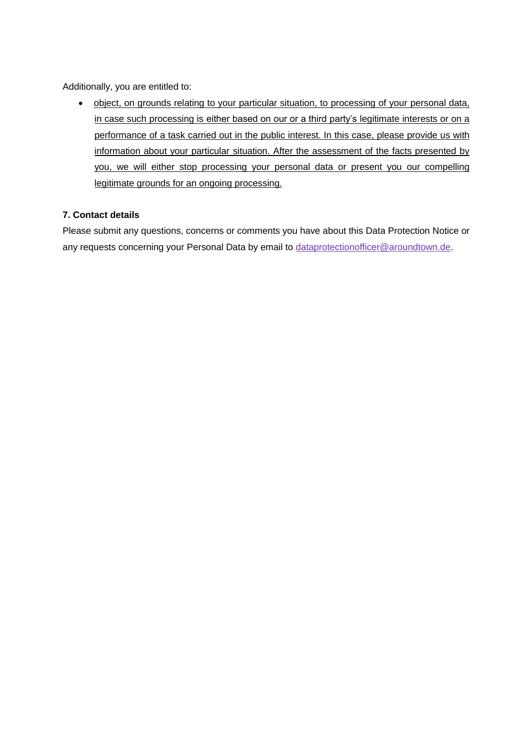Additionally, you are entitled to:

- object, on grounds relating to your particular situation, to processing of your personal data, in case such processing is either based on our or a third party's legitimate interests or on a performance of a task carried out in the public interest. In this case, please provide us with information about your particular situation. After the assessment of the facts presented by you, we will either stop processing your personal data or present you our compelling legitimate grounds for an ongoing processing.

### 7. Contact details

Please submit any questions, concerns or comments you have about this Data Protection Notice or any requests concerning your Personal Data by email to dataprotectionofficer@aroundtown.de.